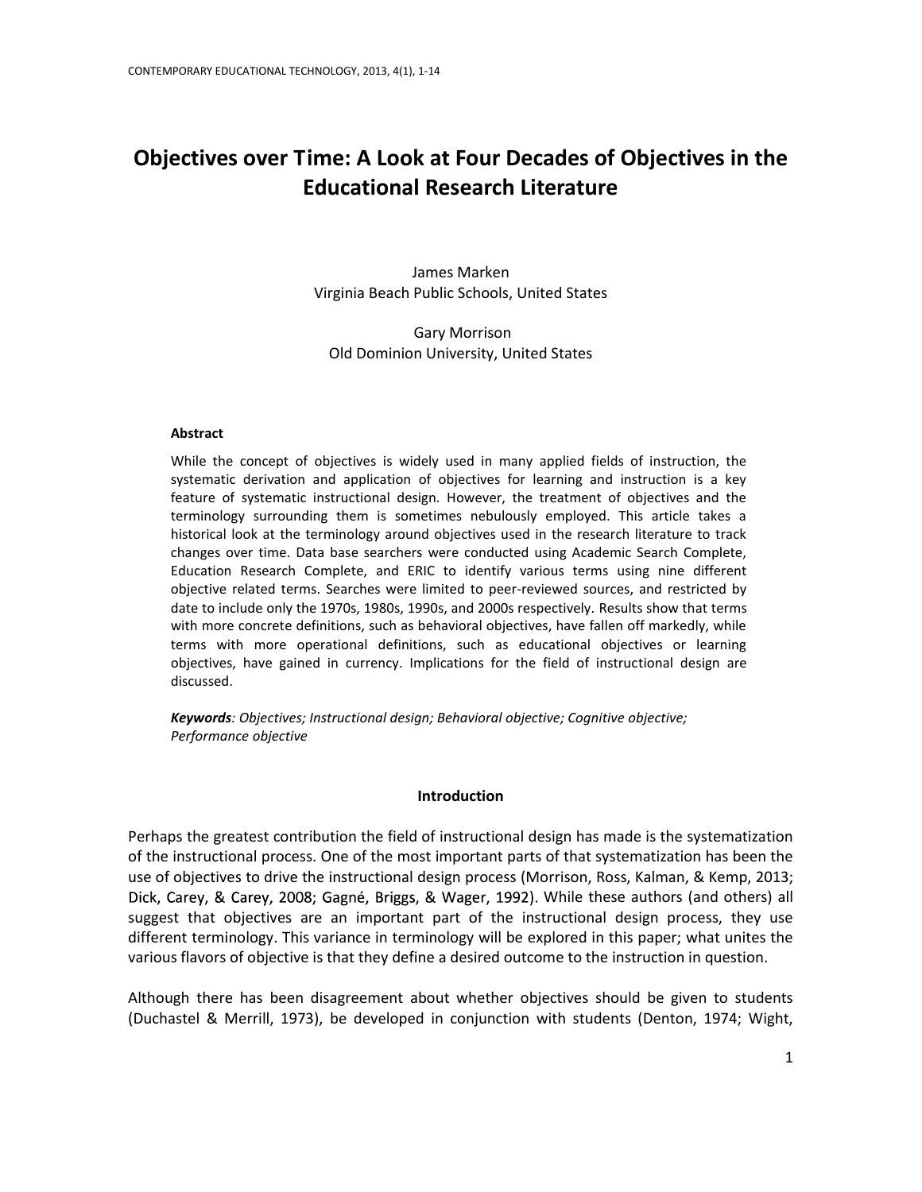# Objectives over Time: A Look at Four Decades of Objectives in the Educational Research Literature

James Marken
Virginia Beach Public Schools, United States

Gary Morrison
Old Dominion University, United States

**Abstract**

While the concept of objectives is widely used in many applied fields of instruction, the systematic derivation and application of objectives for learning and instruction is a key feature of systematic instructional design. However, the treatment of objectives and the terminology surrounding them is sometimes nebulously employed. This article takes a historical look at the terminology around objectives used in the research literature to track changes over time. Data base searchers were conducted using Academic Search Complete, Education Research Complete, and ERIC to identify various terms using nine different objective related terms. Searches were limited to peer-reviewed sources, and restricted by date to include only the 1970s, 1980s, 1990s, and 2000s respectively. Results show that terms with more concrete definitions, such as behavioral objectives, have fallen off markedly, while terms with more operational definitions, such as educational objectives or learning objectives, have gained in currency. Implications for the field of instructional design are discussed.

***Keywords****: Objectives; Instructional design; Behavioral objective; Cognitive objective; Performance objective*

## Introduction

Perhaps the greatest contribution the field of instructional design has made is the systematization of the instructional process. One of the most important parts of that systematization has been the use of objectives to drive the instructional design process (Morrison, Ross, Kalman, & Kemp, 2013; Dick, Carey, & Carey, 2008; Gagné, Briggs, & Wager, 1992). While these authors (and others) all suggest that objectives are an important part of the instructional design process, they use different terminology. This variance in terminology will be explored in this paper; what unites the various flavors of objective is that they define a desired outcome to the instruction in question.

Although there has been disagreement about whether objectives should be given to students (Duchastel & Merrill, 1973), be developed in conjunction with students (Denton, 1974; Wight,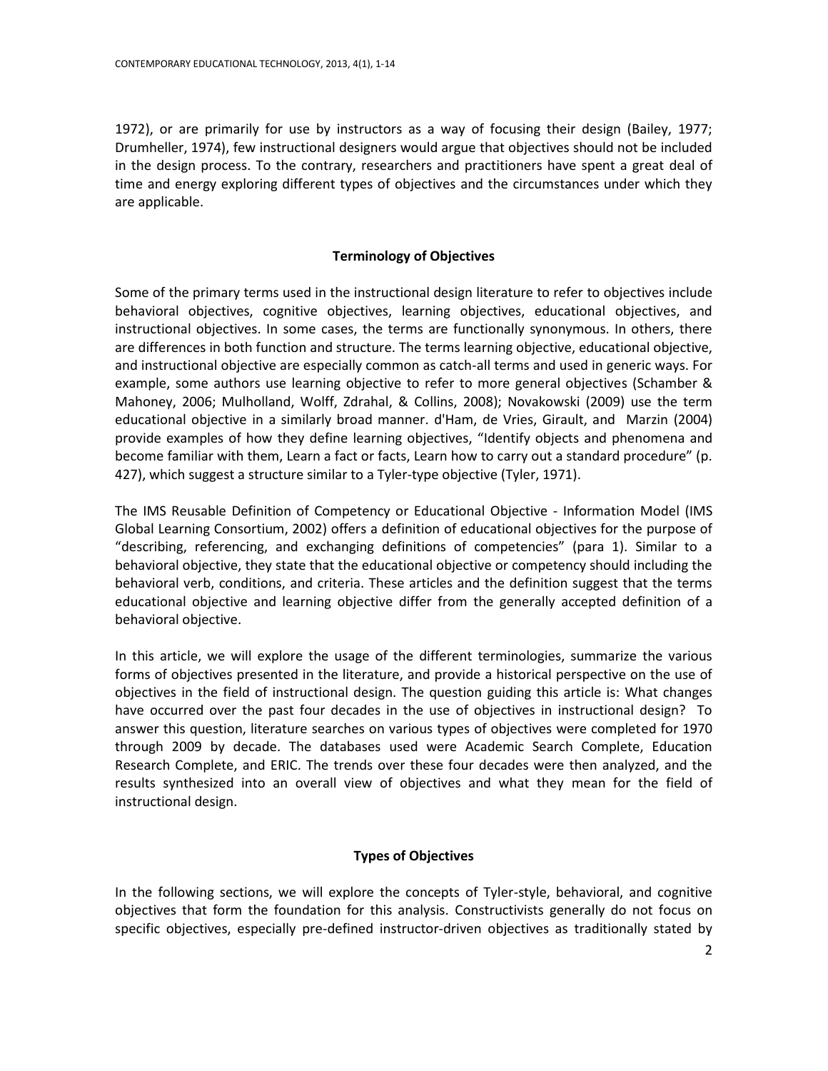1972), or are primarily for use by instructors as a way of focusing their design (Bailey, 1977; Drumheller, 1974), few instructional designers would argue that objectives should not be included in the design process. To the contrary, researchers and practitioners have spent a great deal of time and energy exploring different types of objectives and the circumstances under which they are applicable.

## Terminology of Objectives

Some of the primary terms used in the instructional design literature to refer to objectives include behavioral objectives, cognitive objectives, learning objectives, educational objectives, and instructional objectives. In some cases, the terms are functionally synonymous. In others, there are differences in both function and structure. The terms learning objective, educational objective, and instructional objective are especially common as catch-all terms and used in generic ways. For example, some authors use learning objective to refer to more general objectives (Schamber & Mahoney, 2006; Mulholland, Wolff, Zdrahal, & Collins, 2008); Novakowski (2009) use the term educational objective in a similarly broad manner. d'Ham, de Vries, Girault, and Marzin (2004) provide examples of how they define learning objectives, "Identify objects and phenomena and become familiar with them, Learn a fact or facts, Learn how to carry out a standard procedure" (p. 427), which suggest a structure similar to a Tyler-type objective (Tyler, 1971).

The IMS Reusable Definition of Competency or Educational Objective - Information Model (IMS Global Learning Consortium, 2002) offers a definition of educational objectives for the purpose of "describing, referencing, and exchanging definitions of competencies" (para 1). Similar to a behavioral objective, they state that the educational objective or competency should including the behavioral verb, conditions, and criteria. These articles and the definition suggest that the terms educational objective and learning objective differ from the generally accepted definition of a behavioral objective.

In this article, we will explore the usage of the different terminologies, summarize the various forms of objectives presented in the literature, and provide a historical perspective on the use of objectives in the field of instructional design. The question guiding this article is: What changes have occurred over the past four decades in the use of objectives in instructional design? To answer this question, literature searches on various types of objectives were completed for 1970 through 2009 by decade. The databases used were Academic Search Complete, Education Research Complete, and ERIC. The trends over these four decades were then analyzed, and the results synthesized into an overall view of objectives and what they mean for the field of instructional design.

## Types of Objectives

In the following sections, we will explore the concepts of Tyler-style, behavioral, and cognitive objectives that form the foundation for this analysis. Constructivists generally do not focus on specific objectives, especially pre-defined instructor-driven objectives as traditionally stated by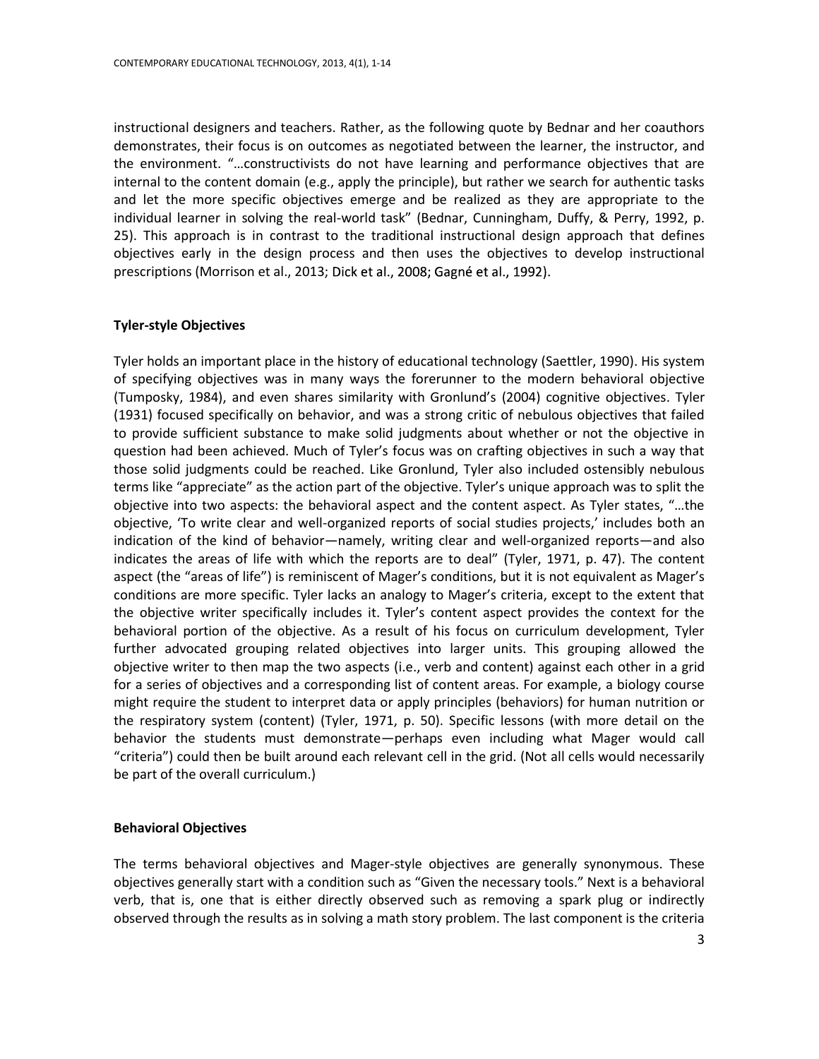instructional designers and teachers. Rather, as the following quote by Bednar and her coauthors demonstrates, their focus is on outcomes as negotiated between the learner, the instructor, and the environment. "…constructivists do not have learning and performance objectives that are internal to the content domain (e.g., apply the principle), but rather we search for authentic tasks and let the more specific objectives emerge and be realized as they are appropriate to the individual learner in solving the real-world task" (Bednar, Cunningham, Duffy, & Perry, 1992, p. 25). This approach is in contrast to the traditional instructional design approach that defines objectives early in the design process and then uses the objectives to develop instructional prescriptions (Morrison et al., 2013; Dick et al., 2008; Gagné et al., 1992).

**Tyler-style Objectives**

Tyler holds an important place in the history of educational technology (Saettler, 1990). His system of specifying objectives was in many ways the forerunner to the modern behavioral objective (Tumposky, 1984), and even shares similarity with Gronlund's (2004) cognitive objectives. Tyler (1931) focused specifically on behavior, and was a strong critic of nebulous objectives that failed to provide sufficient substance to make solid judgments about whether or not the objective in question had been achieved. Much of Tyler's focus was on crafting objectives in such a way that those solid judgments could be reached. Like Gronlund, Tyler also included ostensibly nebulous terms like "appreciate" as the action part of the objective. Tyler's unique approach was to split the objective into two aspects: the behavioral aspect and the content aspect. As Tyler states, "…the objective, 'To write clear and well-organized reports of social studies projects,' includes both an indication of the kind of behavior—namely, writing clear and well-organized reports—and also indicates the areas of life with which the reports are to deal" (Tyler, 1971, p. 47). The content aspect (the "areas of life") is reminiscent of Mager's conditions, but it is not equivalent as Mager's conditions are more specific. Tyler lacks an analogy to Mager's criteria, except to the extent that the objective writer specifically includes it. Tyler's content aspect provides the context for the behavioral portion of the objective. As a result of his focus on curriculum development, Tyler further advocated grouping related objectives into larger units. This grouping allowed the objective writer to then map the two aspects (i.e., verb and content) against each other in a grid for a series of objectives and a corresponding list of content areas. For example, a biology course might require the student to interpret data or apply principles (behaviors) for human nutrition or the respiratory system (content) (Tyler, 1971, p. 50). Specific lessons (with more detail on the behavior the students must demonstrate—perhaps even including what Mager would call "criteria") could then be built around each relevant cell in the grid. (Not all cells would necessarily be part of the overall curriculum.)

**Behavioral Objectives**

The terms behavioral objectives and Mager-style objectives are generally synonymous. These objectives generally start with a condition such as "Given the necessary tools." Next is a behavioral verb, that is, one that is either directly observed such as removing a spark plug or indirectly observed through the results as in solving a math story problem. The last component is the criteria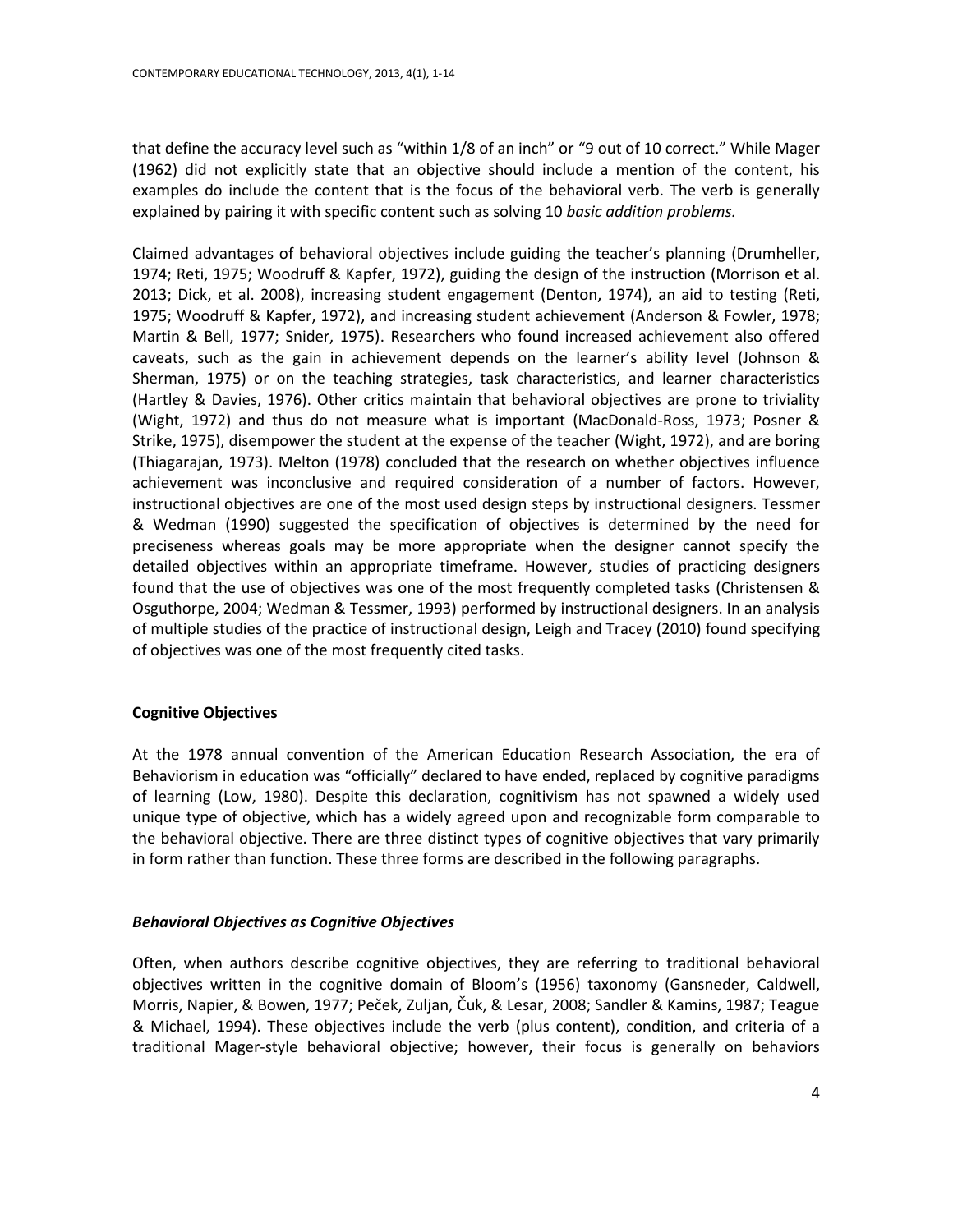that define the accuracy level such as "within 1/8 of an inch" or "9 out of 10 correct." While Mager (1962) did not explicitly state that an objective should include a mention of the content, his examples do include the content that is the focus of the behavioral verb. The verb is generally explained by pairing it with specific content such as solving 10 *basic addition problems.*

Claimed advantages of behavioral objectives include guiding the teacher's planning (Drumheller, 1974; Reti, 1975; Woodruff & Kapfer, 1972), guiding the design of the instruction (Morrison et al. 2013; Dick, et al. 2008), increasing student engagement (Denton, 1974), an aid to testing (Reti, 1975; Woodruff & Kapfer, 1972), and increasing student achievement (Anderson & Fowler, 1978; Martin & Bell, 1977; Snider, 1975). Researchers who found increased achievement also offered caveats, such as the gain in achievement depends on the learner's ability level (Johnson & Sherman, 1975) or on the teaching strategies, task characteristics, and learner characteristics (Hartley & Davies, 1976). Other critics maintain that behavioral objectives are prone to triviality (Wight, 1972) and thus do not measure what is important (MacDonald-Ross, 1973; Posner & Strike, 1975), disempower the student at the expense of the teacher (Wight, 1972), and are boring (Thiagarajan, 1973). Melton (1978) concluded that the research on whether objectives influence achievement was inconclusive and required consideration of a number of factors. However, instructional objectives are one of the most used design steps by instructional designers. Tessmer & Wedman (1990) suggested the specification of objectives is determined by the need for preciseness whereas goals may be more appropriate when the designer cannot specify the detailed objectives within an appropriate timeframe. However, studies of practicing designers found that the use of objectives was one of the most frequently completed tasks (Christensen & Osguthorpe, 2004; Wedman & Tessmer, 1993) performed by instructional designers. In an analysis of multiple studies of the practice of instructional design, Leigh and Tracey (2010) found specifying of objectives was one of the most frequently cited tasks.

## Cognitive Objectives

At the 1978 annual convention of the American Education Research Association, the era of Behaviorism in education was "officially" declared to have ended, replaced by cognitive paradigms of learning (Low, 1980). Despite this declaration, cognitivism has not spawned a widely used unique type of objective, which has a widely agreed upon and recognizable form comparable to the behavioral objective. There are three distinct types of cognitive objectives that vary primarily in form rather than function. These three forms are described in the following paragraphs.

### *Behavioral Objectives as Cognitive Objectives*

Often, when authors describe cognitive objectives, they are referring to traditional behavioral objectives written in the cognitive domain of Bloom's (1956) taxonomy (Gansneder, Caldwell, Morris, Napier, & Bowen, 1977; Peček, Zuljan, Čuk, & Lesar, 2008; Sandler & Kamins, 1987; Teague & Michael, 1994). These objectives include the verb (plus content), condition, and criteria of a traditional Mager-style behavioral objective; however, their focus is generally on behaviors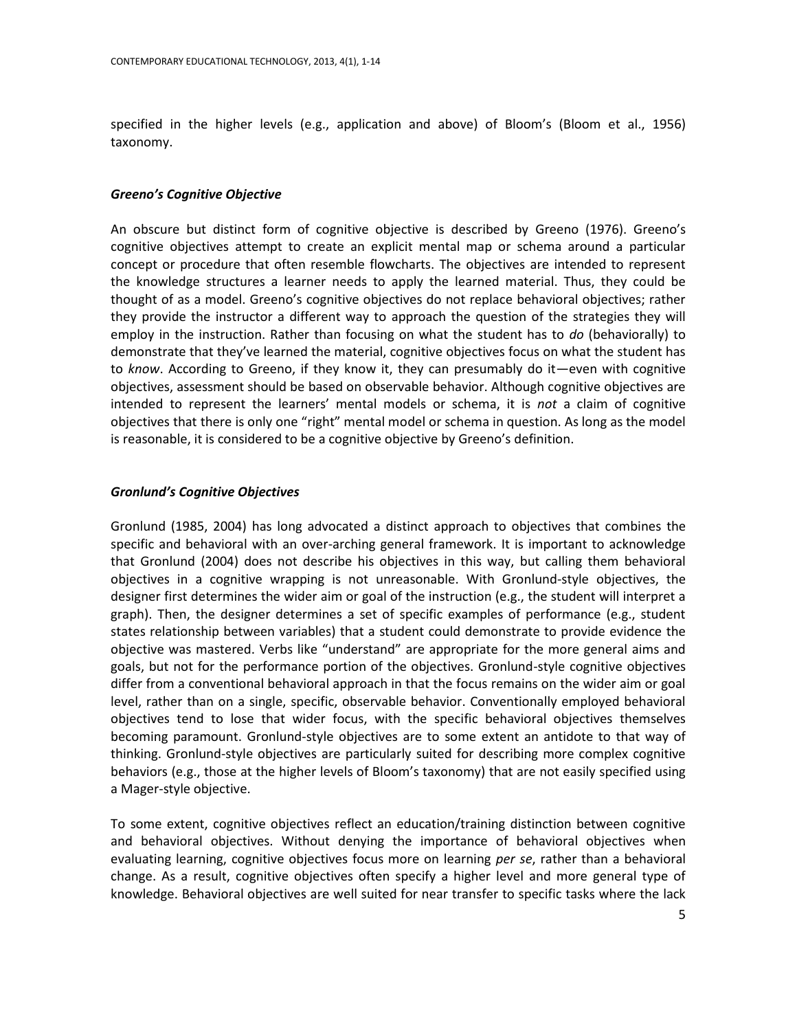specified in the higher levels (e.g., application and above) of Bloom's (Bloom et al., 1956) taxonomy.

### *Greeno's Cognitive Objective*

An obscure but distinct form of cognitive objective is described by Greeno (1976). Greeno's cognitive objectives attempt to create an explicit mental map or schema around a particular concept or procedure that often resemble flowcharts. The objectives are intended to represent the knowledge structures a learner needs to apply the learned material. Thus, they could be thought of as a model. Greeno's cognitive objectives do not replace behavioral objectives; rather they provide the instructor a different way to approach the question of the strategies they will employ in the instruction. Rather than focusing on what the student has to *do* (behaviorally) to demonstrate that they've learned the material, cognitive objectives focus on what the student has to *know*. According to Greeno, if they know it, they can presumably do it—even with cognitive objectives, assessment should be based on observable behavior. Although cognitive objectives are intended to represent the learners' mental models or schema, it is *not* a claim of cognitive objectives that there is only one "right" mental model or schema in question. As long as the model is reasonable, it is considered to be a cognitive objective by Greeno's definition.

### *Gronlund's Cognitive Objectives*

Gronlund (1985, 2004) has long advocated a distinct approach to objectives that combines the specific and behavioral with an over-arching general framework. It is important to acknowledge that Gronlund (2004) does not describe his objectives in this way, but calling them behavioral objectives in a cognitive wrapping is not unreasonable. With Gronlund-style objectives, the designer first determines the wider aim or goal of the instruction (e.g., the student will interpret a graph). Then, the designer determines a set of specific examples of performance (e.g., student states relationship between variables) that a student could demonstrate to provide evidence the objective was mastered. Verbs like "understand" are appropriate for the more general aims and goals, but not for the performance portion of the objectives. Gronlund-style cognitive objectives differ from a conventional behavioral approach in that the focus remains on the wider aim or goal level, rather than on a single, specific, observable behavior. Conventionally employed behavioral objectives tend to lose that wider focus, with the specific behavioral objectives themselves becoming paramount. Gronlund-style objectives are to some extent an antidote to that way of thinking. Gronlund-style objectives are particularly suited for describing more complex cognitive behaviors (e.g., those at the higher levels of Bloom's taxonomy) that are not easily specified using a Mager-style objective.

To some extent, cognitive objectives reflect an education/training distinction between cognitive and behavioral objectives. Without denying the importance of behavioral objectives when evaluating learning, cognitive objectives focus more on learning *per se*, rather than a behavioral change. As a result, cognitive objectives often specify a higher level and more general type of knowledge. Behavioral objectives are well suited for near transfer to specific tasks where the lack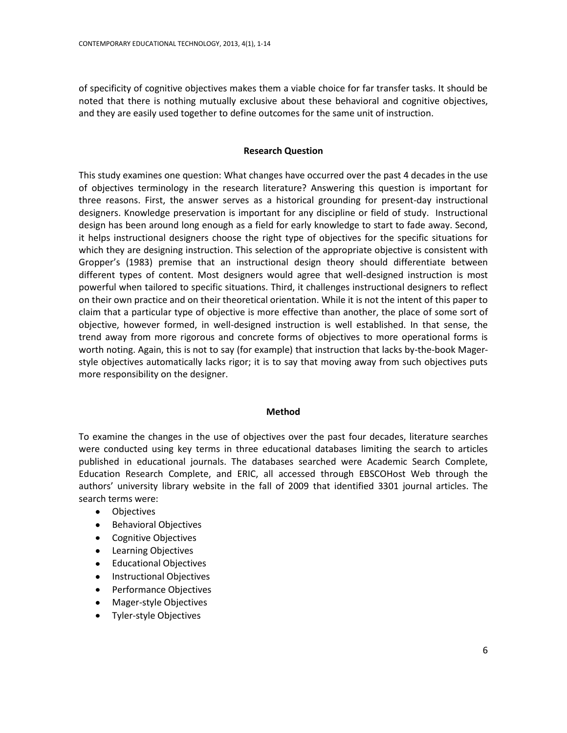of specificity of cognitive objectives makes them a viable choice for far transfer tasks. It should be noted that there is nothing mutually exclusive about these behavioral and cognitive objectives, and they are easily used together to define outcomes for the same unit of instruction.

## Research Question

This study examines one question: What changes have occurred over the past 4 decades in the use of objectives terminology in the research literature? Answering this question is important for three reasons. First, the answer serves as a historical grounding for present-day instructional designers. Knowledge preservation is important for any discipline or field of study. Instructional design has been around long enough as a field for early knowledge to start to fade away. Second, it helps instructional designers choose the right type of objectives for the specific situations for which they are designing instruction. This selection of the appropriate objective is consistent with Gropper's (1983) premise that an instructional design theory should differentiate between different types of content. Most designers would agree that well-designed instruction is most powerful when tailored to specific situations. Third, it challenges instructional designers to reflect on their own practice and on their theoretical orientation. While it is not the intent of this paper to claim that a particular type of objective is more effective than another, the place of some sort of objective, however formed, in well-designed instruction is well established. In that sense, the trend away from more rigorous and concrete forms of objectives to more operational forms is worth noting. Again, this is not to say (for example) that instruction that lacks by-the-book Mager-style objectives automatically lacks rigor; it is to say that moving away from such objectives puts more responsibility on the designer.

## Method

To examine the changes in the use of objectives over the past four decades, literature searches were conducted using key terms in three educational databases limiting the search to articles published in educational journals. The databases searched were Academic Search Complete, Education Research Complete, and ERIC, all accessed through EBSCOHost Web through the authors' university library website in the fall of 2009 that identified 3301 journal articles. The search terms were:

- Objectives
- Behavioral Objectives
- Cognitive Objectives
- Learning Objectives
- Educational Objectives
- Instructional Objectives
- Performance Objectives
- Mager-style Objectives
- Tyler-style Objectives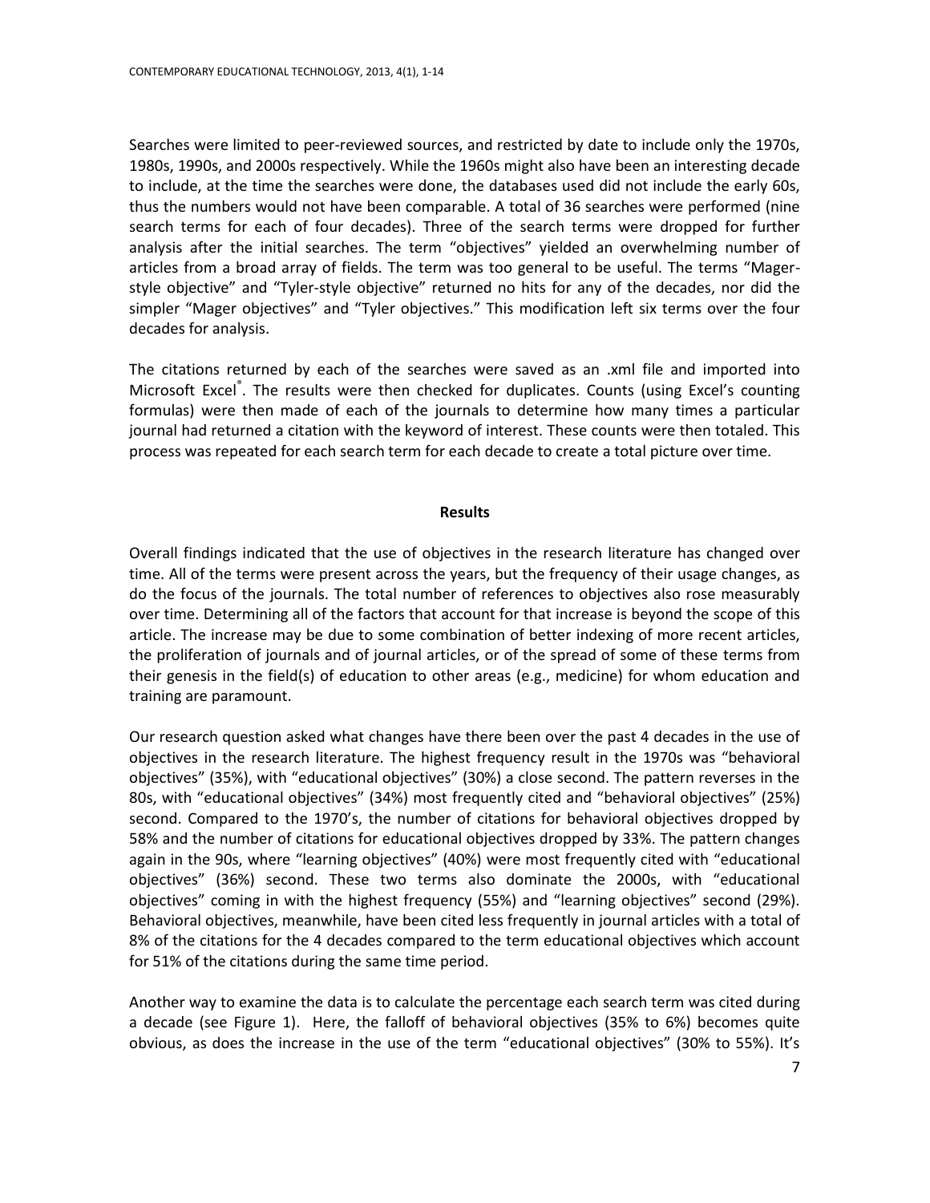Searches were limited to peer-reviewed sources, and restricted by date to include only the 1970s, 1980s, 1990s, and 2000s respectively. While the 1960s might also have been an interesting decade to include, at the time the searches were done, the databases used did not include the early 60s, thus the numbers would not have been comparable. A total of 36 searches were performed (nine search terms for each of four decades). Three of the search terms were dropped for further analysis after the initial searches. The term "objectives" yielded an overwhelming number of articles from a broad array of fields. The term was too general to be useful. The terms "Mager-style objective" and "Tyler-style objective" returned no hits for any of the decades, nor did the simpler "Mager objectives" and "Tyler objectives." This modification left six terms over the four decades for analysis.

The citations returned by each of the searches were saved as an .xml file and imported into Microsoft Excel®. The results were then checked for duplicates. Counts (using Excel's counting formulas) were then made of each of the journals to determine how many times a particular journal had returned a citation with the keyword of interest. These counts were then totaled. This process was repeated for each search term for each decade to create a total picture over time.

## Results

Overall findings indicated that the use of objectives in the research literature has changed over time. All of the terms were present across the years, but the frequency of their usage changes, as do the focus of the journals. The total number of references to objectives also rose measurably over time. Determining all of the factors that account for that increase is beyond the scope of this article. The increase may be due to some combination of better indexing of more recent articles, the proliferation of journals and of journal articles, or of the spread of some of these terms from their genesis in the field(s) of education to other areas (e.g., medicine) for whom education and training are paramount.

Our research question asked what changes have there been over the past 4 decades in the use of objectives in the research literature. The highest frequency result in the 1970s was "behavioral objectives" (35%), with "educational objectives" (30%) a close second. The pattern reverses in the 80s, with "educational objectives" (34%) most frequently cited and "behavioral objectives" (25%) second. Compared to the 1970's, the number of citations for behavioral objectives dropped by 58% and the number of citations for educational objectives dropped by 33%. The pattern changes again in the 90s, where "learning objectives" (40%) were most frequently cited with "educational objectives" (36%) second. These two terms also dominate the 2000s, with "educational objectives" coming in with the highest frequency (55%) and "learning objectives" second (29%). Behavioral objectives, meanwhile, have been cited less frequently in journal articles with a total of 8% of the citations for the 4 decades compared to the term educational objectives which account for 51% of the citations during the same time period.

Another way to examine the data is to calculate the percentage each search term was cited during a decade (see Figure 1). Here, the falloff of behavioral objectives (35% to 6%) becomes quite obvious, as does the increase in the use of the term "educational objectives" (30% to 55%). It's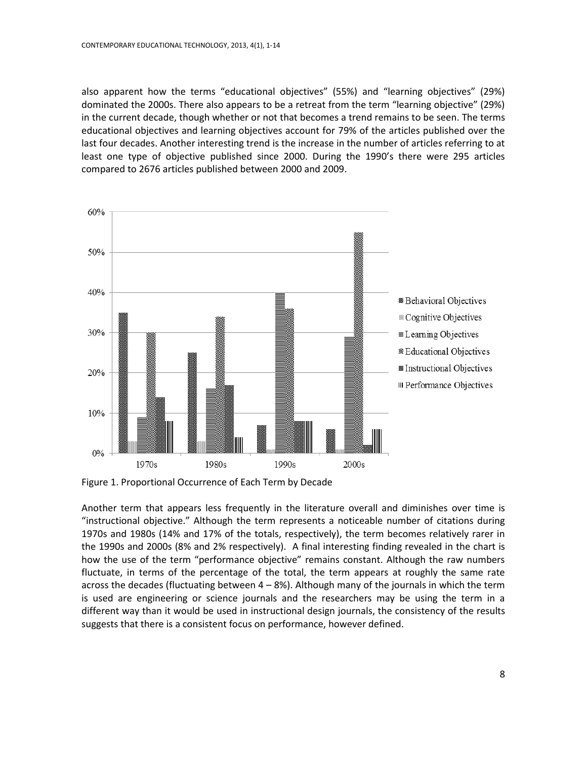also apparent how the terms "educational objectives" (55%) and "learning objectives" (29%) dominated the 2000s. There also appears to be a retreat from the term "learning objective" (29%) in the current decade, though whether or not that becomes a trend remains to be seen. The terms educational objectives and learning objectives account for 79% of the articles published over the last four decades. Another interesting trend is the increase in the number of articles referring to at least one type of objective published since 2000. During the 1990's there were 295 articles compared to 2676 articles published between 2000 and 2009.

Figure 1. Proportional Occurrence of Each Term by Decade

Another term that appears less frequently in the literature overall and diminishes over time is "instructional objective." Although the term represents a noticeable number of citations during 1970s and 1980s (14% and 17% of the totals, respectively), the term becomes relatively rarer in the 1990s and 2000s (8% and 2% respectively). A final interesting finding revealed in the chart is how the use of the term "performance objective" remains constant. Although the raw numbers fluctuate, in terms of the percentage of the total, the term appears at roughly the same rate across the decades (fluctuating between 4 – 8%). Although many of the journals in which the term is used are engineering or science journals and the researchers may be using the term in a different way than it would be used in instructional design journals, the consistency of the results suggests that there is a consistent focus on performance, however defined.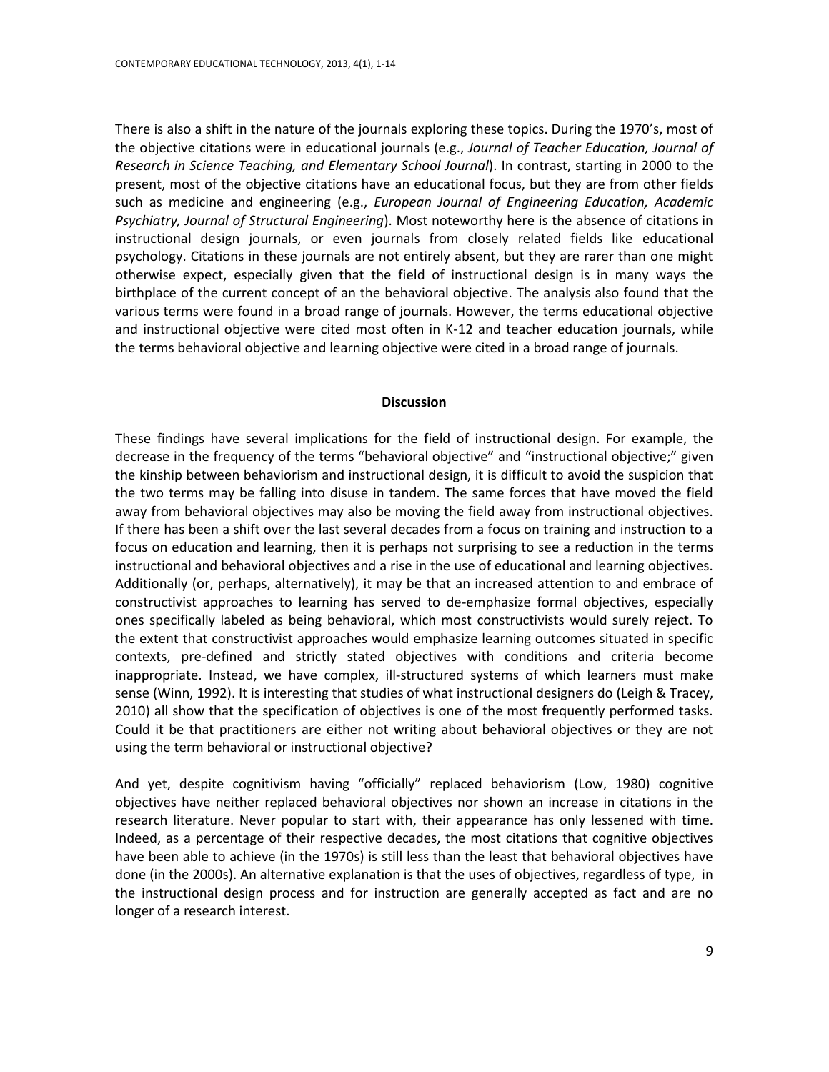There is also a shift in the nature of the journals exploring these topics. During the 1970's, most of the objective citations were in educational journals (e.g., *Journal of Teacher Education, Journal of Research in Science Teaching, and Elementary School Journal*). In contrast, starting in 2000 to the present, most of the objective citations have an educational focus, but they are from other fields such as medicine and engineering (e.g., *European Journal of Engineering Education, Academic Psychiatry, Journal of Structural Engineering*). Most noteworthy here is the absence of citations in instructional design journals, or even journals from closely related fields like educational psychology. Citations in these journals are not entirely absent, but they are rarer than one might otherwise expect, especially given that the field of instructional design is in many ways the birthplace of the current concept of an the behavioral objective. The analysis also found that the various terms were found in a broad range of journals. However, the terms educational objective and instructional objective were cited most often in K-12 and teacher education journals, while the terms behavioral objective and learning objective were cited in a broad range of journals.

## Discussion

These findings have several implications for the field of instructional design. For example, the decrease in the frequency of the terms "behavioral objective" and "instructional objective;" given the kinship between behaviorism and instructional design, it is difficult to avoid the suspicion that the two terms may be falling into disuse in tandem. The same forces that have moved the field away from behavioral objectives may also be moving the field away from instructional objectives. If there has been a shift over the last several decades from a focus on training and instruction to a focus on education and learning, then it is perhaps not surprising to see a reduction in the terms instructional and behavioral objectives and a rise in the use of educational and learning objectives. Additionally (or, perhaps, alternatively), it may be that an increased attention to and embrace of constructivist approaches to learning has served to de-emphasize formal objectives, especially ones specifically labeled as being behavioral, which most constructivists would surely reject. To the extent that constructivist approaches would emphasize learning outcomes situated in specific contexts, pre-defined and strictly stated objectives with conditions and criteria become inappropriate. Instead, we have complex, ill-structured systems of which learners must make sense (Winn, 1992). It is interesting that studies of what instructional designers do (Leigh & Tracey, 2010) all show that the specification of objectives is one of the most frequently performed tasks. Could it be that practitioners are either not writing about behavioral objectives or they are not using the term behavioral or instructional objective?

And yet, despite cognitivism having "officially" replaced behaviorism (Low, 1980) cognitive objectives have neither replaced behavioral objectives nor shown an increase in citations in the research literature. Never popular to start with, their appearance has only lessened with time. Indeed, as a percentage of their respective decades, the most citations that cognitive objectives have been able to achieve (in the 1970s) is still less than the least that behavioral objectives have done (in the 2000s). An alternative explanation is that the uses of objectives, regardless of type, in the instructional design process and for instruction are generally accepted as fact and are no longer of a research interest.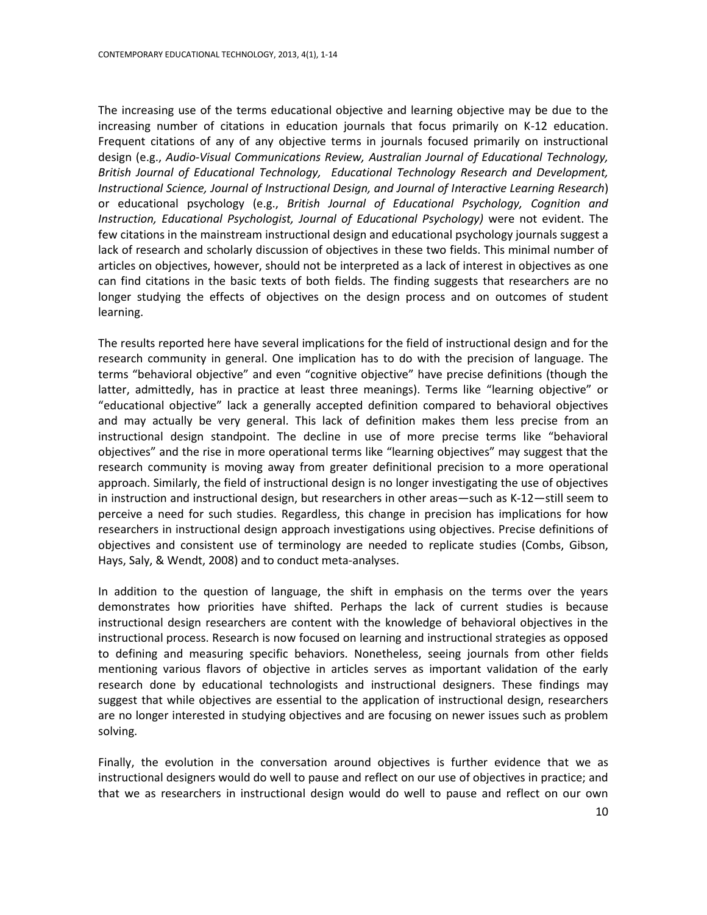The increasing use of the terms educational objective and learning objective may be due to the increasing number of citations in education journals that focus primarily on K-12 education. Frequent citations of any of any objective terms in journals focused primarily on instructional design (e.g., *Audio-Visual Communications Review, Australian Journal of Educational Technology, British Journal of Educational Technology, Educational Technology Research and Development, Instructional Science, Journal of Instructional Design, and Journal of Interactive Learning Research*) or educational psychology (e.g., *British Journal of Educational Psychology, Cognition and Instruction, Educational Psychologist, Journal of Educational Psychology)* were not evident. The few citations in the mainstream instructional design and educational psychology journals suggest a lack of research and scholarly discussion of objectives in these two fields. This minimal number of articles on objectives, however, should not be interpreted as a lack of interest in objectives as one can find citations in the basic texts of both fields. The finding suggests that researchers are no longer studying the effects of objectives on the design process and on outcomes of student learning.

The results reported here have several implications for the field of instructional design and for the research community in general. One implication has to do with the precision of language. The terms "behavioral objective" and even "cognitive objective" have precise definitions (though the latter, admittedly, has in practice at least three meanings). Terms like "learning objective" or "educational objective" lack a generally accepted definition compared to behavioral objectives and may actually be very general. This lack of definition makes them less precise from an instructional design standpoint. The decline in use of more precise terms like "behavioral objectives" and the rise in more operational terms like "learning objectives" may suggest that the research community is moving away from greater definitional precision to a more operational approach. Similarly, the field of instructional design is no longer investigating the use of objectives in instruction and instructional design, but researchers in other areas—such as K-12—still seem to perceive a need for such studies. Regardless, this change in precision has implications for how researchers in instructional design approach investigations using objectives. Precise definitions of objectives and consistent use of terminology are needed to replicate studies (Combs, Gibson, Hays, Saly, & Wendt, 2008) and to conduct meta-analyses.

In addition to the question of language, the shift in emphasis on the terms over the years demonstrates how priorities have shifted. Perhaps the lack of current studies is because instructional design researchers are content with the knowledge of behavioral objectives in the instructional process. Research is now focused on learning and instructional strategies as opposed to defining and measuring specific behaviors. Nonetheless, seeing journals from other fields mentioning various flavors of objective in articles serves as important validation of the early research done by educational technologists and instructional designers. These findings may suggest that while objectives are essential to the application of instructional design, researchers are no longer interested in studying objectives and are focusing on newer issues such as problem solving.

Finally, the evolution in the conversation around objectives is further evidence that we as instructional designers would do well to pause and reflect on our use of objectives in practice; and that we as researchers in instructional design would do well to pause and reflect on our own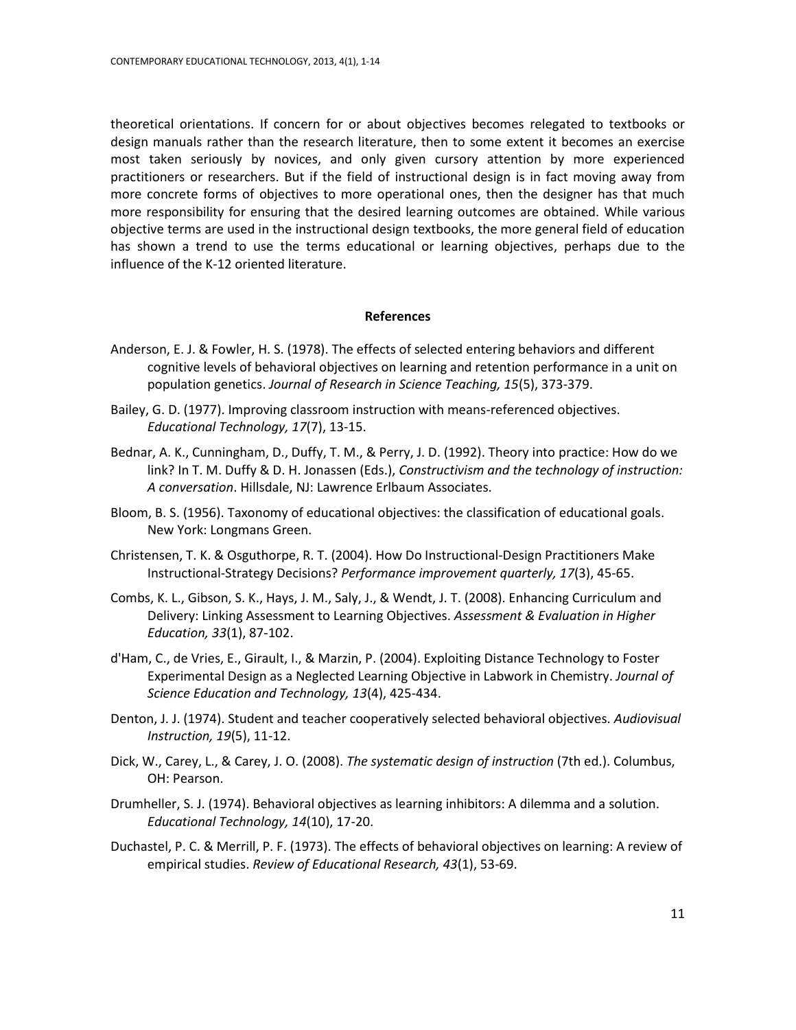theoretical orientations. If concern for or about objectives becomes relegated to textbooks or design manuals rather than the research literature, then to some extent it becomes an exercise most taken seriously by novices, and only given cursory attention by more experienced practitioners or researchers. But if the field of instructional design is in fact moving away from more concrete forms of objectives to more operational ones, then the designer has that much more responsibility for ensuring that the desired learning outcomes are obtained. While various objective terms are used in the instructional design textbooks, the more general field of education has shown a trend to use the terms educational or learning objectives, perhaps due to the influence of the K-12 oriented literature.

## References

Anderson, E. J. & Fowler, H. S. (1978). The effects of selected entering behaviors and different cognitive levels of behavioral objectives on learning and retention performance in a unit on population genetics. *Journal of Research in Science Teaching, 15*(5), 373-379.

Bailey, G. D. (1977). Improving classroom instruction with means-referenced objectives. *Educational Technology, 17*(7), 13-15.

Bednar, A. K., Cunningham, D., Duffy, T. M., & Perry, J. D. (1992). Theory into practice: How do we link? In T. M. Duffy & D. H. Jonassen (Eds.), *Constructivism and the technology of instruction: A conversation*. Hillsdale, NJ: Lawrence Erlbaum Associates.

Bloom, B. S. (1956). Taxonomy of educational objectives: the classification of educational goals. New York: Longmans Green.

Christensen, T. K. & Osguthorpe, R. T. (2004). How Do Instructional-Design Practitioners Make Instructional-Strategy Decisions? *Performance improvement quarterly, 17*(3), 45-65.

Combs, K. L., Gibson, S. K., Hays, J. M., Saly, J., & Wendt, J. T. (2008). Enhancing Curriculum and Delivery: Linking Assessment to Learning Objectives. *Assessment & Evaluation in Higher Education, 33*(1), 87-102.

d'Ham, C., de Vries, E., Girault, I., & Marzin, P. (2004). Exploiting Distance Technology to Foster Experimental Design as a Neglected Learning Objective in Labwork in Chemistry. *Journal of Science Education and Technology, 13*(4), 425-434.

Denton, J. J. (1974). Student and teacher cooperatively selected behavioral objectives. *Audiovisual Instruction, 19*(5), 11-12.

Dick, W., Carey, L., & Carey, J. O. (2008). *The systematic design of instruction* (7th ed.). Columbus, OH: Pearson.

Drumheller, S. J. (1974). Behavioral objectives as learning inhibitors: A dilemma and a solution. *Educational Technology, 14*(10), 17-20.

Duchastel, P. C. & Merrill, P. F. (1973). The effects of behavioral objectives on learning: A review of empirical studies. *Review of Educational Research, 43*(1), 53-69.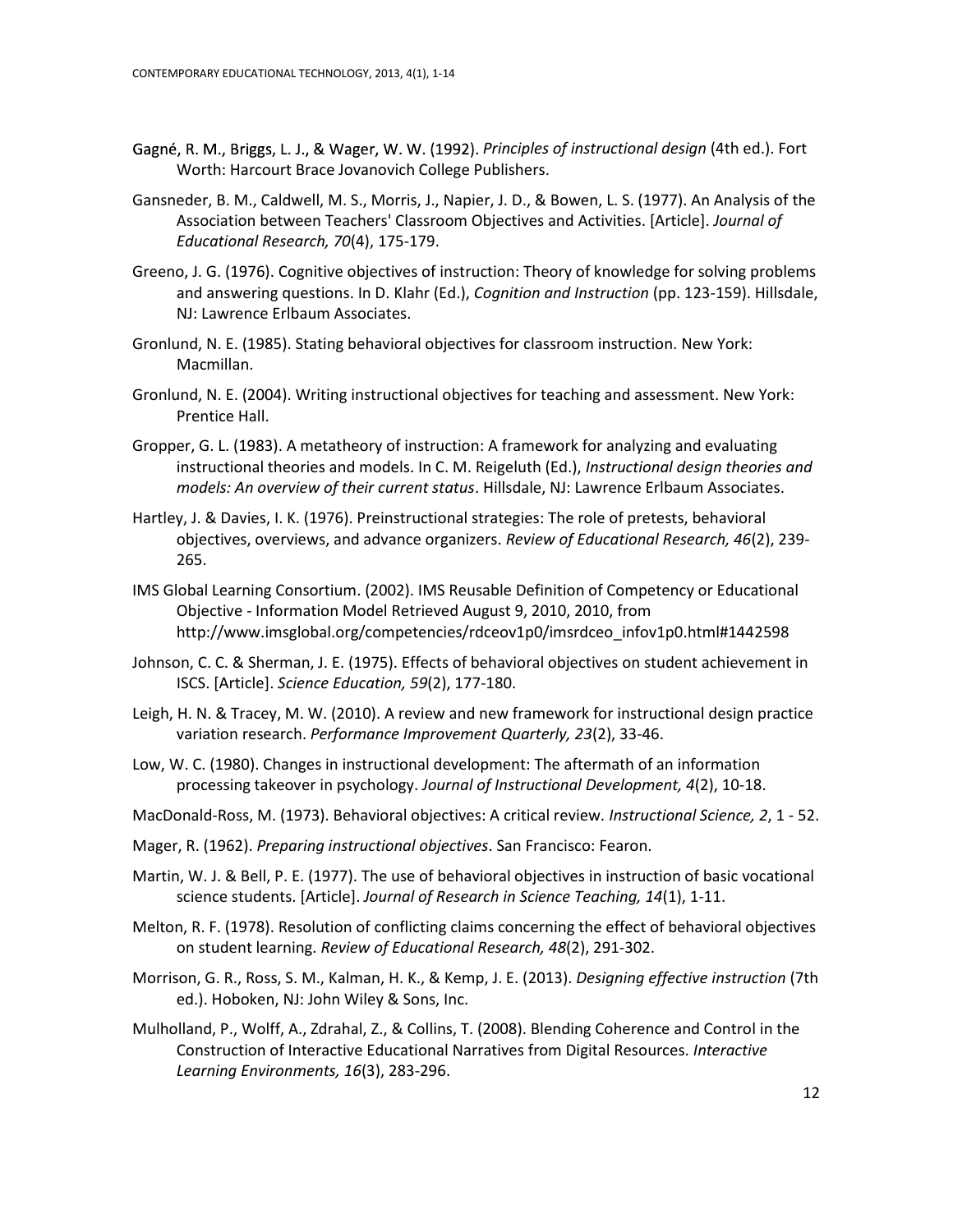Gagné, R. M., Briggs, L. J., & Wager, W. W. (1992). *Principles of instructional design* (4th ed.). Fort Worth: Harcourt Brace Jovanovich College Publishers.

Gansneder, B. M., Caldwell, M. S., Morris, J., Napier, J. D., & Bowen, L. S. (1977). An Analysis of the Association between Teachers' Classroom Objectives and Activities. [Article]. *Journal of Educational Research, 70*(4), 175-179.

Greeno, J. G. (1976). Cognitive objectives of instruction: Theory of knowledge for solving problems and answering questions. In D. Klahr (Ed.), *Cognition and Instruction* (pp. 123-159). Hillsdale, NJ: Lawrence Erlbaum Associates.

Gronlund, N. E. (1985). Stating behavioral objectives for classroom instruction. New York: Macmillan.

Gronlund, N. E. (2004). Writing instructional objectives for teaching and assessment. New York: Prentice Hall.

Gropper, G. L. (1983). A metatheory of instruction: A framework for analyzing and evaluating instructional theories and models. In C. M. Reigeluth (Ed.), *Instructional design theories and models: An overview of their current status*. Hillsdale, NJ: Lawrence Erlbaum Associates.

Hartley, J. & Davies, I. K. (1976). Preinstructional strategies: The role of pretests, behavioral objectives, overviews, and advance organizers. *Review of Educational Research, 46*(2), 239-265.

IMS Global Learning Consortium. (2002). IMS Reusable Definition of Competency or Educational Objective - Information Model Retrieved August 9, 2010, 2010, from http://www.imsglobal.org/competencies/rdceov1p0/imsrdceo_infov1p0.html#1442598

Johnson, C. C. & Sherman, J. E. (1975). Effects of behavioral objectives on student achievement in ISCS. [Article]. *Science Education, 59*(2), 177-180.

Leigh, H. N. & Tracey, M. W. (2010). A review and new framework for instructional design practice variation research. *Performance Improvement Quarterly, 23*(2), 33-46.

Low, W. C. (1980). Changes in instructional development: The aftermath of an information processing takeover in psychology. *Journal of Instructional Development, 4*(2), 10-18.

MacDonald-Ross, M. (1973). Behavioral objectives: A critical review. *Instructional Science, 2*, 1 - 52.

Mager, R. (1962). *Preparing instructional objectives*. San Francisco: Fearon.

Martin, W. J. & Bell, P. E. (1977). The use of behavioral objectives in instruction of basic vocational science students. [Article]. *Journal of Research in Science Teaching, 14*(1), 1-11.

Melton, R. F. (1978). Resolution of conflicting claims concerning the effect of behavioral objectives on student learning. *Review of Educational Research, 48*(2), 291-302.

Morrison, G. R., Ross, S. M., Kalman, H. K., & Kemp, J. E. (2013). *Designing effective instruction* (7th ed.). Hoboken, NJ: John Wiley & Sons, Inc.

Mulholland, P., Wolff, A., Zdrahal, Z., & Collins, T. (2008). Blending Coherence and Control in the Construction of Interactive Educational Narratives from Digital Resources. *Interactive Learning Environments, 16*(3), 283-296.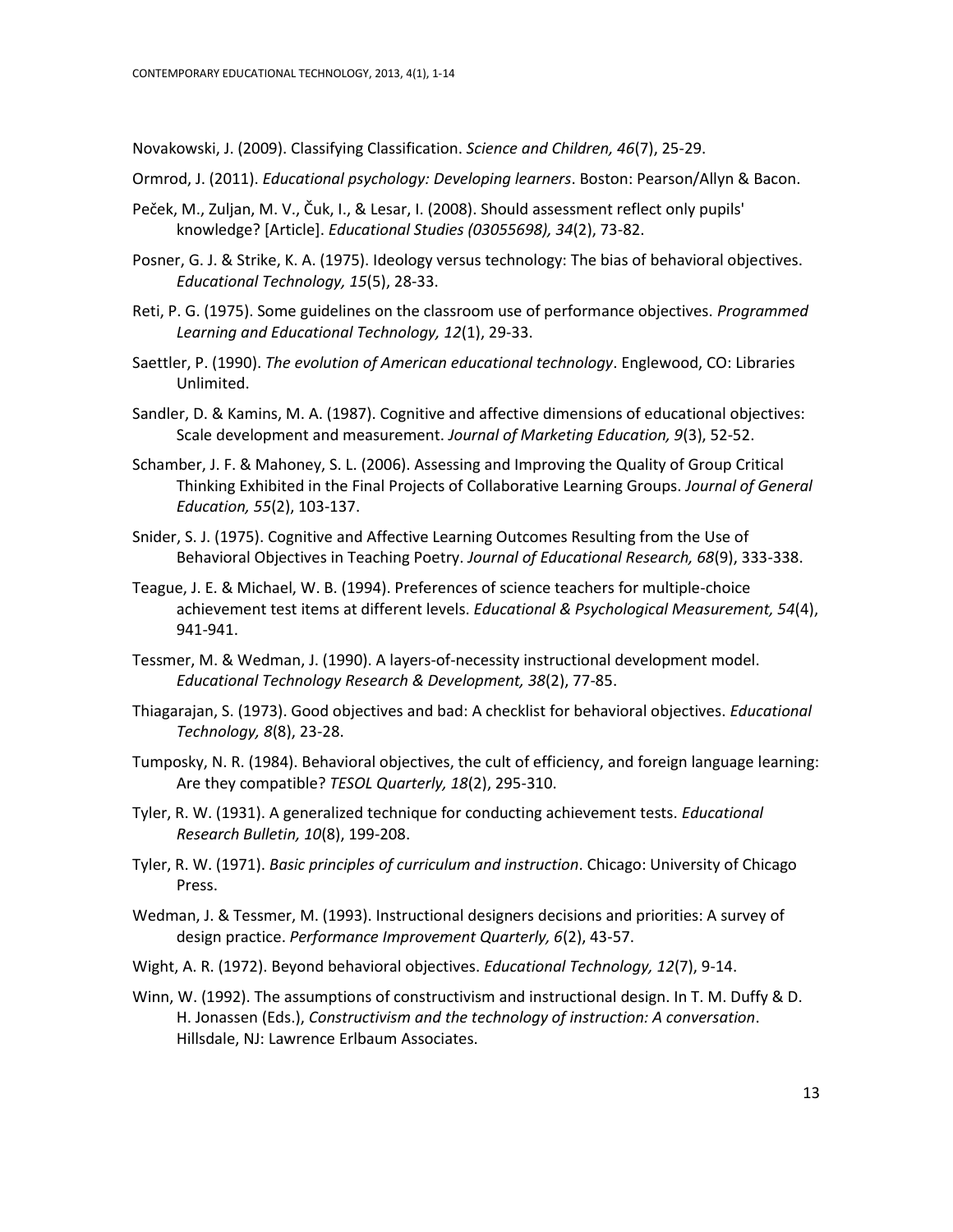Novakowski, J. (2009). Classifying Classification. *Science and Children, 46*(7), 25-29.

Ormrod, J. (2011). *Educational psychology: Developing learners*. Boston: Pearson/Allyn & Bacon.

Peček, M., Zuljan, M. V., Čuk, I., & Lesar, I. (2008). Should assessment reflect only pupils' knowledge? [Article]. *Educational Studies (03055698), 34*(2), 73-82.

Posner, G. J. & Strike, K. A. (1975). Ideology versus technology: The bias of behavioral objectives. *Educational Technology, 15*(5), 28-33.

Reti, P. G. (1975). Some guidelines on the classroom use of performance objectives. *Programmed Learning and Educational Technology, 12*(1), 29-33.

Saettler, P. (1990). *The evolution of American educational technology*. Englewood, CO: Libraries Unlimited.

Sandler, D. & Kamins, M. A. (1987). Cognitive and affective dimensions of educational objectives: Scale development and measurement. *Journal of Marketing Education, 9*(3), 52-52.

Schamber, J. F. & Mahoney, S. L. (2006). Assessing and Improving the Quality of Group Critical Thinking Exhibited in the Final Projects of Collaborative Learning Groups. *Journal of General Education, 55*(2), 103-137.

Snider, S. J. (1975). Cognitive and Affective Learning Outcomes Resulting from the Use of Behavioral Objectives in Teaching Poetry. *Journal of Educational Research, 68*(9), 333-338.

Teague, J. E. & Michael, W. B. (1994). Preferences of science teachers for multiple-choice achievement test items at different levels. *Educational & Psychological Measurement, 54*(4), 941-941.

Tessmer, M. & Wedman, J. (1990). A layers-of-necessity instructional development model. *Educational Technology Research & Development, 38*(2), 77-85.

Thiagarajan, S. (1973). Good objectives and bad: A checklist for behavioral objectives. *Educational Technology, 8*(8), 23-28.

Tumposky, N. R. (1984). Behavioral objectives, the cult of efficiency, and foreign language learning: Are they compatible? *TESOL Quarterly, 18*(2), 295-310.

Tyler, R. W. (1931). A generalized technique for conducting achievement tests. *Educational Research Bulletin, 10*(8), 199-208.

Tyler, R. W. (1971). *Basic principles of curriculum and instruction*. Chicago: University of Chicago Press.

Wedman, J. & Tessmer, M. (1993). Instructional designers decisions and priorities: A survey of design practice. *Performance Improvement Quarterly, 6*(2), 43-57.

Wight, A. R. (1972). Beyond behavioral objectives. *Educational Technology, 12*(7), 9-14.

Winn, W. (1992). The assumptions of constructivism and instructional design. In T. M. Duffy & D. H. Jonassen (Eds.), *Constructivism and the technology of instruction: A conversation*. Hillsdale, NJ: Lawrence Erlbaum Associates.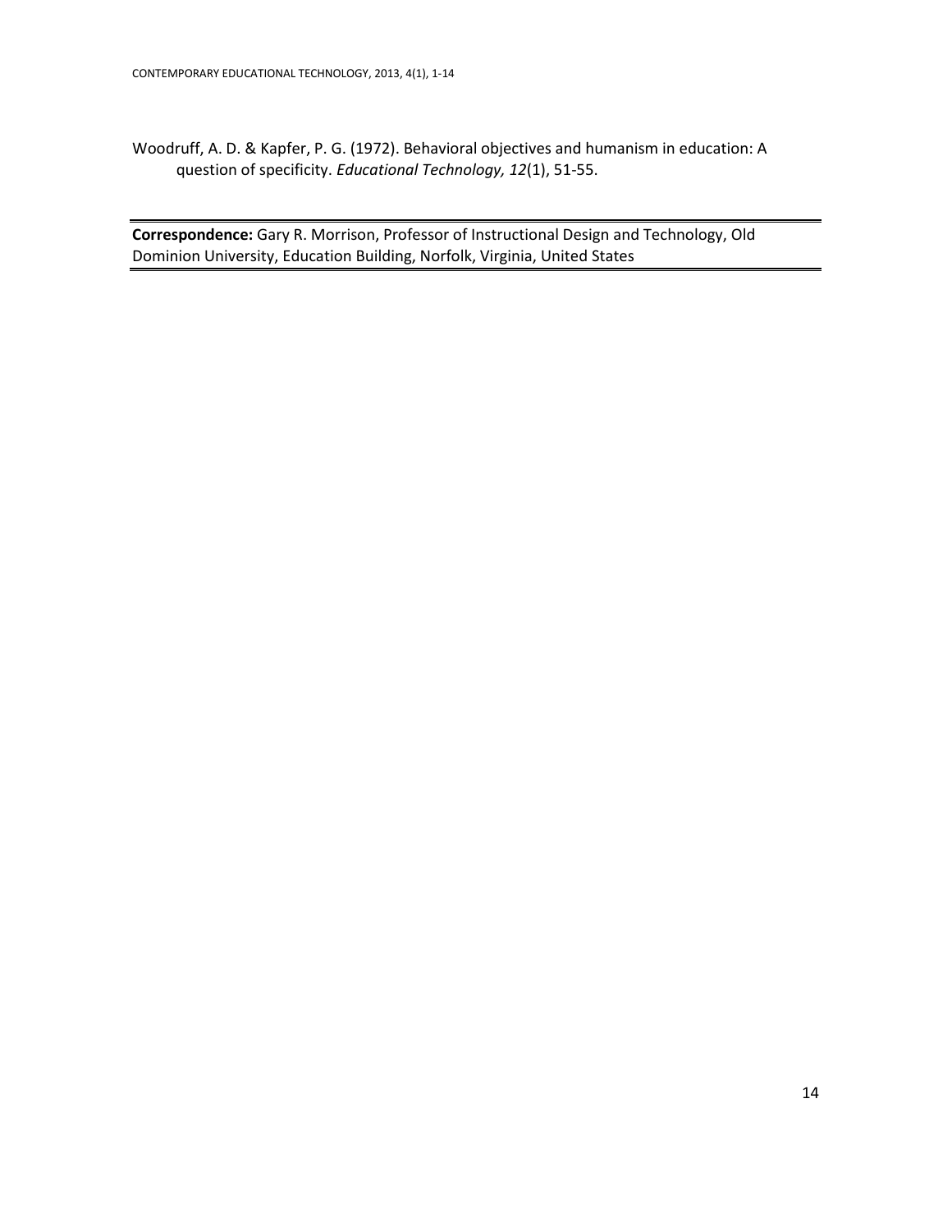Woodruff, A. D. & Kapfer, P. G. (1972). Behavioral objectives and humanism in education: A question of specificity. *Educational Technology, 12*(1), 51-55.

---

**Correspondence:** Gary R. Morrison, Professor of Instructional Design and Technology, Old Dominion University, Education Building, Norfolk, Virginia, United States

---